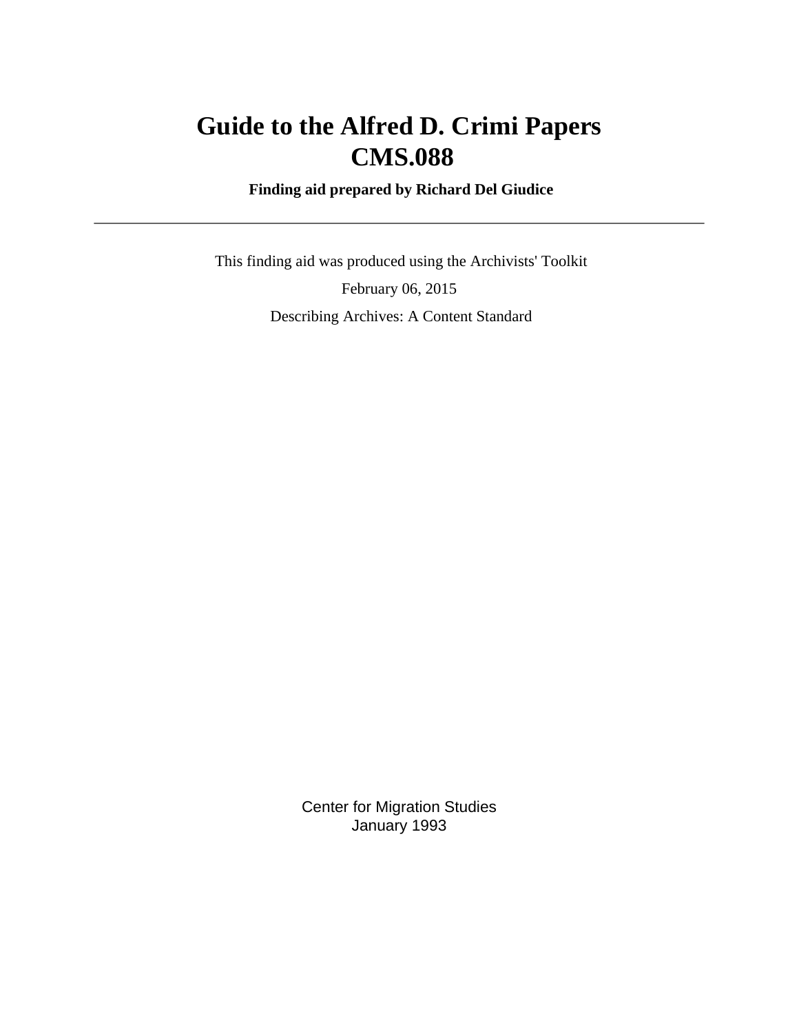# Guide to the Alfred D. Crimi Papers
# CMS.088

**Finding aid prepared by Richard Del Giudice**

---

This finding aid was produced using the Archivists' Toolkit

February 06, 2015

Describing Archives: A Content Standard

Center for Migration Studies
January 1993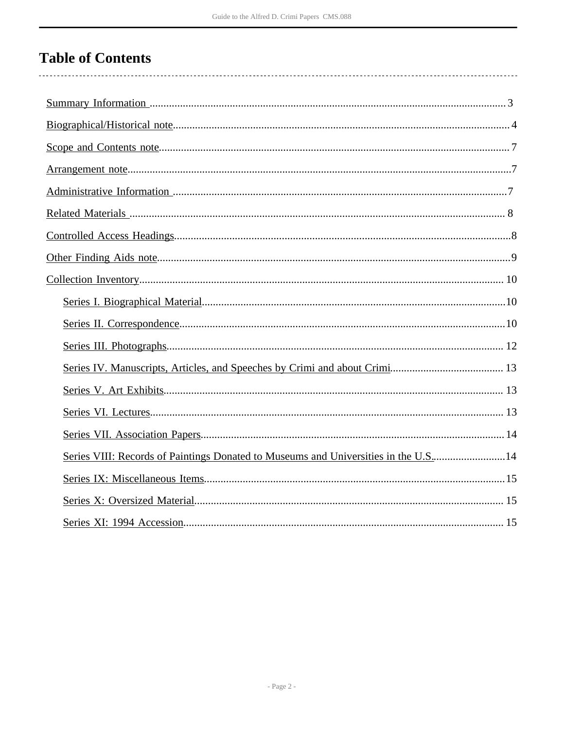# Table of Contents

- Summary Information ........ 3
- Biographical/Historical note ........ 4
- Scope and Contents note ........ 7
- Arrangement note ........ 7
- Administrative Information ........ 7
- Related Materials ........ 8
- Controlled Access Headings ........ 8
- Other Finding Aids note ........ 9
- Collection Inventory ........ 10
    - Series I. Biographical Material ........ 10
    - Series II. Correspondence ........ 10
    - Series III. Photographs ........ 12
    - Series IV. Manuscripts, Articles, and Speeches by Crimi and about Crimi ........ 13
    - Series V. Art Exhibits ........ 13
    - Series VI. Lectures ........ 13
    - Series VII. Association Papers ........ 14
    - Series VIII: Records of Paintings Donated to Museums and Universities in the U.S. ........ 14
    - Series IX: Miscellaneous Items ........ 15
    - Series X: Oversized Material ........ 15
    - Series XI: 1994 Accession ........ 15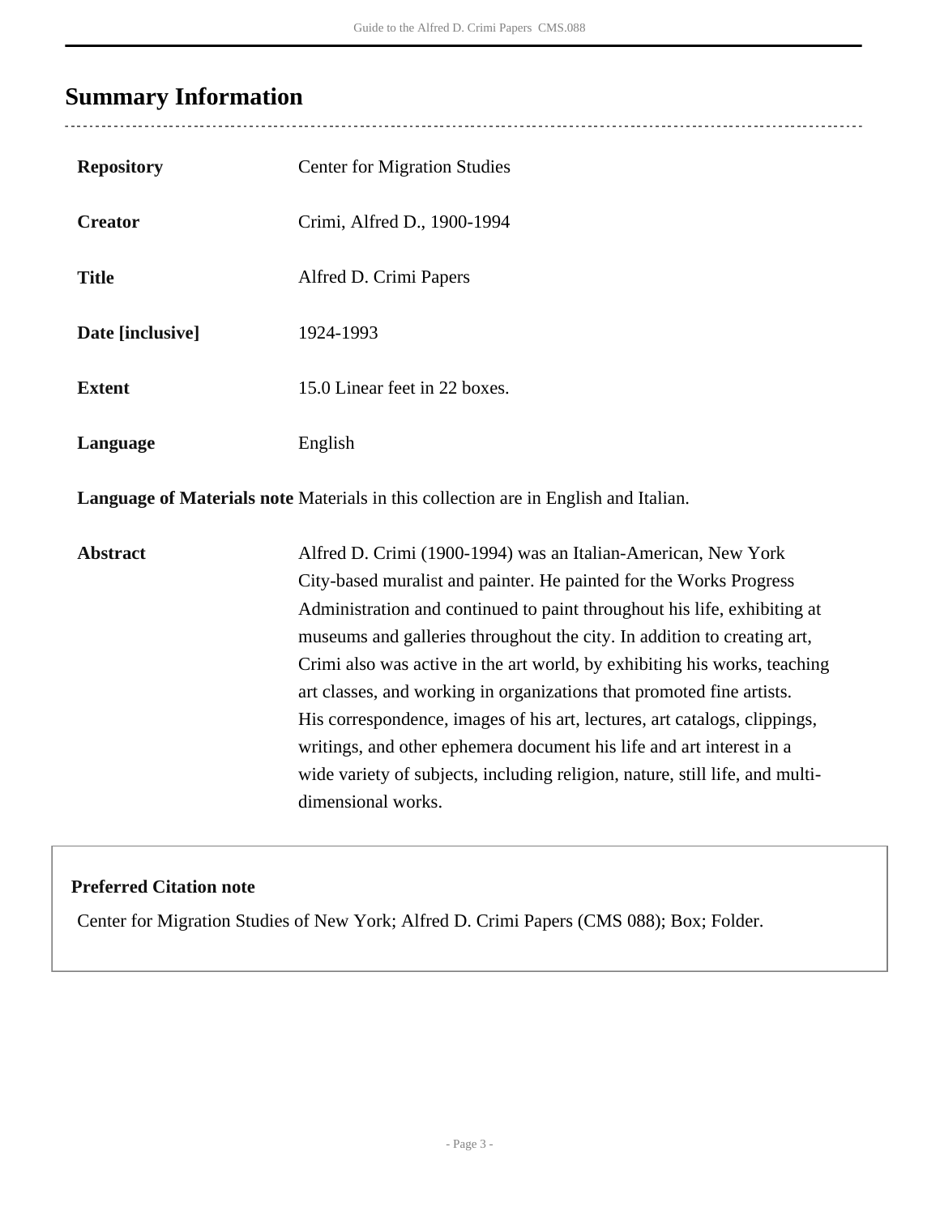## Summary Information

| | |
|---|---|
| **Repository** | Center for Migration Studies |
| **Creator** | Crimi, Alfred D., 1900-1994 |
| **Title** | Alfred D. Crimi Papers |
| **Date [inclusive]** | 1924-1993 |
| **Extent** | 15.0 Linear feet in 22 boxes. |
| **Language** | English |
| **Language of Materials note** | Materials in this collection are in English and Italian. |
| **Abstract** | Alfred D. Crimi (1900-1994) was an Italian-American, New York City-based muralist and painter. He painted for the Works Progress Administration and continued to paint throughout his life, exhibiting at museums and galleries throughout the city. In addition to creating art, Crimi also was active in the art world, by exhibiting his works, teaching art classes, and working in organizations that promoted fine artists. His correspondence, images of his art, lectures, art catalogs, clippings, writings, and other ephemera document his life and art interest in a wide variety of subjects, including religion, nature, still life, and multi-dimensional works. |

**Preferred Citation note**

Center for Migration Studies of New York; Alfred D. Crimi Papers (CMS 088); Box; Folder.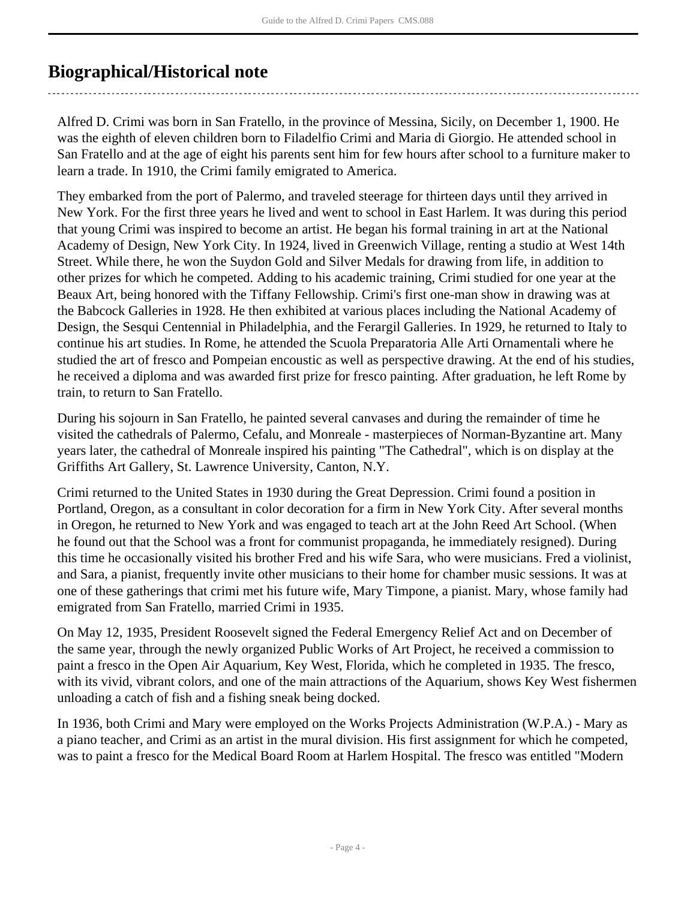## Biographical/Historical note

Alfred D. Crimi was born in San Fratello, in the province of Messina, Sicily, on December 1, 1900. He was the eighth of eleven children born to Filadelfio Crimi and Maria di Giorgio. He attended school in San Fratello and at the age of eight his parents sent him for few hours after school to a furniture maker to learn a trade. In 1910, the Crimi family emigrated to America.

They embarked from the port of Palermo, and traveled steerage for thirteen days until they arrived in New York. For the first three years he lived and went to school in East Harlem. It was during this period that young Crimi was inspired to become an artist. He began his formal training in art at the National Academy of Design, New York City. In 1924, lived in Greenwich Village, renting a studio at West 14th Street. While there, he won the Suydon Gold and Silver Medals for drawing from life, in addition to other prizes for which he competed. Adding to his academic training, Crimi studied for one year at the Beaux Art, being honored with the Tiffany Fellowship. Crimi's first one-man show in drawing was at the Babcock Galleries in 1928. He then exhibited at various places including the National Academy of Design, the Sesqui Centennial in Philadelphia, and the Ferargil Galleries. In 1929, he returned to Italy to continue his art studies. In Rome, he attended the Scuola Preparatoria Alle Arti Ornamentali where he studied the art of fresco and Pompeian encoustic as well as perspective drawing. At the end of his studies, he received a diploma and was awarded first prize for fresco painting. After graduation, he left Rome by train, to return to San Fratello.

During his sojourn in San Fratello, he painted several canvases and during the remainder of time he visited the cathedrals of Palermo, Cefalu, and Monreale - masterpieces of Norman-Byzantine art. Many years later, the cathedral of Monreale inspired his painting "The Cathedral", which is on display at the Griffiths Art Gallery, St. Lawrence University, Canton, N.Y.

Crimi returned to the United States in 1930 during the Great Depression. Crimi found a position in Portland, Oregon, as a consultant in color decoration for a firm in New York City. After several months in Oregon, he returned to New York and was engaged to teach art at the John Reed Art School. (When he found out that the School was a front for communist propaganda, he immediately resigned). During this time he occasionally visited his brother Fred and his wife Sara, who were musicians. Fred a violinist, and Sara, a pianist, frequently invite other musicians to their home for chamber music sessions. It was at one of these gatherings that crimi met his future wife, Mary Timpone, a pianist. Mary, whose family had emigrated from San Fratello, married Crimi in 1935.

On May 12, 1935, President Roosevelt signed the Federal Emergency Relief Act and on December of the same year, through the newly organized Public Works of Art Project, he received a commission to paint a fresco in the Open Air Aquarium, Key West, Florida, which he completed in 1935. The fresco, with its vivid, vibrant colors, and one of the main attractions of the Aquarium, shows Key West fishermen unloading a catch of fish and a fishing sneak being docked.

In 1936, both Crimi and Mary were employed on the Works Projects Administration (W.P.A.) - Mary as a piano teacher, and Crimi as an artist in the mural division. His first assignment for which he competed, was to paint a fresco for the Medical Board Room at Harlem Hospital. The fresco was entitled "Modern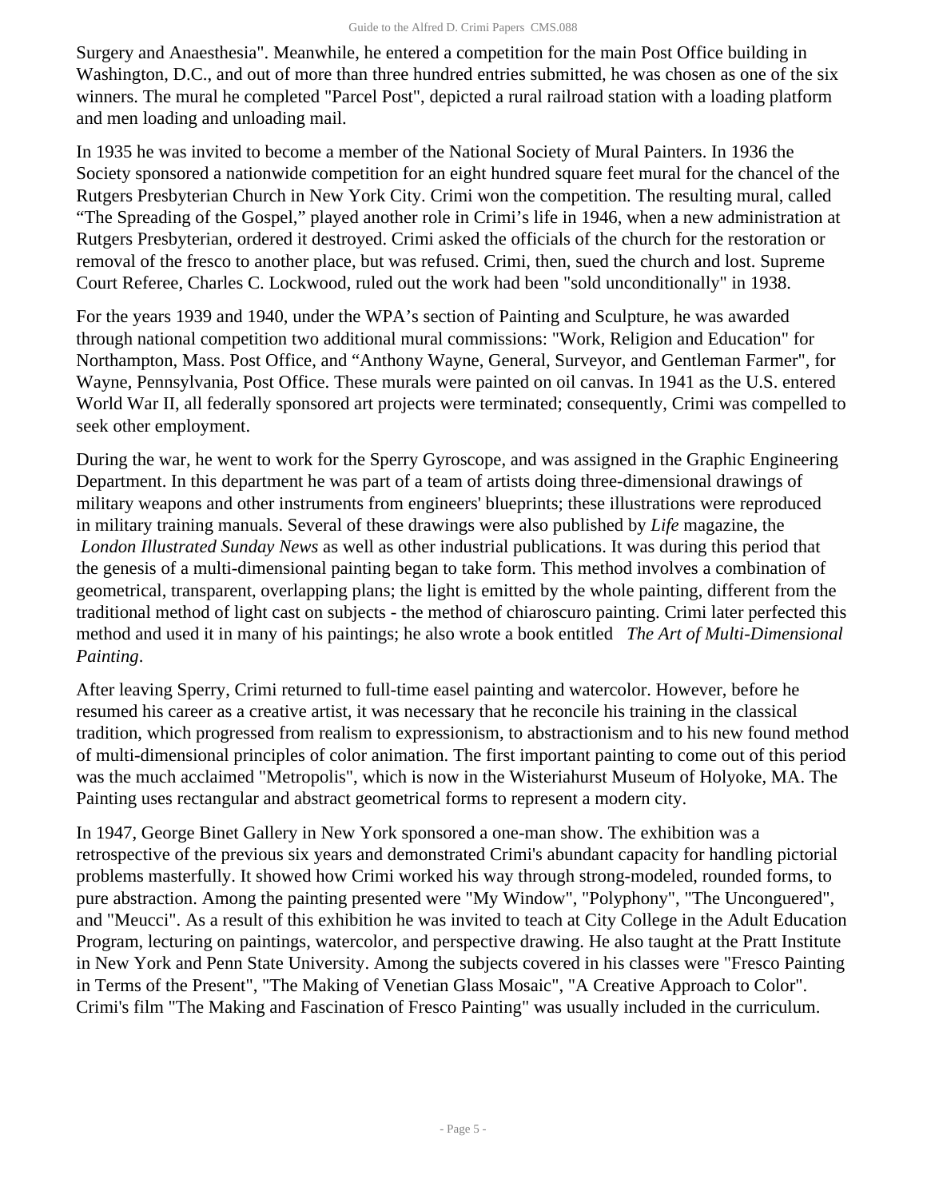Surgery and Anaesthesia". Meanwhile, he entered a competition for the main Post Office building in Washington, D.C., and out of more than three hundred entries submitted, he was chosen as one of the six winners. The mural he completed "Parcel Post", depicted a rural railroad station with a loading platform and men loading and unloading mail.

In 1935 he was invited to become a member of the National Society of Mural Painters. In 1936 the Society sponsored a nationwide competition for an eight hundred square feet mural for the chancel of the Rutgers Presbyterian Church in New York City. Crimi won the competition. The resulting mural, called "The Spreading of the Gospel," played another role in Crimi's life in 1946, when a new administration at Rutgers Presbyterian, ordered it destroyed. Crimi asked the officials of the church for the restoration or removal of the fresco to another place, but was refused. Crimi, then, sued the church and lost. Supreme Court Referee, Charles C. Lockwood, ruled out the work had been "sold unconditionally" in 1938.

For the years 1939 and 1940, under the WPA's section of Painting and Sculpture, he was awarded through national competition two additional mural commissions: "Work, Religion and Education" for Northampton, Mass. Post Office, and "Anthony Wayne, General, Surveyor, and Gentleman Farmer", for Wayne, Pennsylvania, Post Office. These murals were painted on oil canvas. In 1941 as the U.S. entered World War II, all federally sponsored art projects were terminated; consequently, Crimi was compelled to seek other employment.

During the war, he went to work for the Sperry Gyroscope, and was assigned in the Graphic Engineering Department. In this department he was part of a team of artists doing three-dimensional drawings of military weapons and other instruments from engineers' blueprints; these illustrations were reproduced in military training manuals. Several of these drawings were also published by *Life* magazine, the *London Illustrated Sunday News* as well as other industrial publications. It was during this period that the genesis of a multi-dimensional painting began to take form. This method involves a combination of geometrical, transparent, overlapping plans; the light is emitted by the whole painting, different from the traditional method of light cast on subjects - the method of chiaroscuro painting. Crimi later perfected this method and used it in many of his paintings; he also wrote a book entitled *The Art of Multi-Dimensional Painting*.

After leaving Sperry, Crimi returned to full-time easel painting and watercolor. However, before he resumed his career as a creative artist, it was necessary that he reconcile his training in the classical tradition, which progressed from realism to expressionism, to abstractionism and to his new found method of multi-dimensional principles of color animation. The first important painting to come out of this period was the much acclaimed "Metropolis", which is now in the Wisteriahurst Museum of Holyoke, MA. The Painting uses rectangular and abstract geometrical forms to represent a modern city.

In 1947, George Binet Gallery in New York sponsored a one-man show. The exhibition was a retrospective of the previous six years and demonstrated Crimi's abundant capacity for handling pictorial problems masterfully. It showed how Crimi worked his way through strong-modeled, rounded forms, to pure abstraction. Among the painting presented were "My Window", "Polyphony", "The Unconguered", and "Meucci". As a result of this exhibition he was invited to teach at City College in the Adult Education Program, lecturing on paintings, watercolor, and perspective drawing. He also taught at the Pratt Institute in New York and Penn State University. Among the subjects covered in his classes were "Fresco Painting in Terms of the Present", "The Making of Venetian Glass Mosaic", "A Creative Approach to Color". Crimi's film "The Making and Fascination of Fresco Painting" was usually included in the curriculum.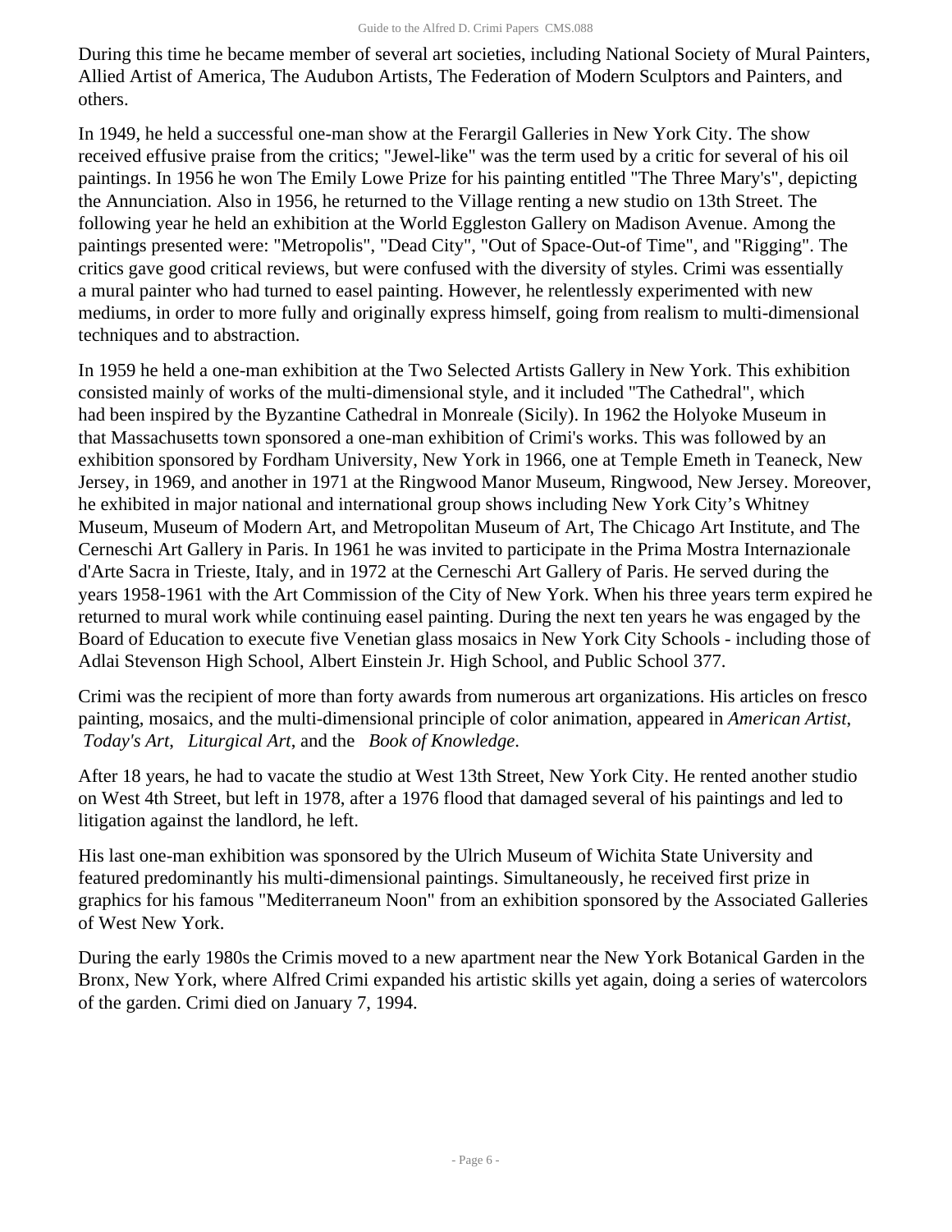During this time he became member of several art societies, including National Society of Mural Painters, Allied Artist of America, The Audubon Artists, The Federation of Modern Sculptors and Painters, and others.

In 1949, he held a successful one-man show at the Ferargil Galleries in New York City. The show received effusive praise from the critics; "Jewel-like" was the term used by a critic for several of his oil paintings. In 1956 he won The Emily Lowe Prize for his painting entitled "The Three Mary's", depicting the Annunciation. Also in 1956, he returned to the Village renting a new studio on 13th Street. The following year he held an exhibition at the World Eggleston Gallery on Madison Avenue. Among the paintings presented were: "Metropolis", "Dead City", "Out of Space-Out-of Time", and "Rigging". The critics gave good critical reviews, but were confused with the diversity of styles. Crimi was essentially a mural painter who had turned to easel painting. However, he relentlessly experimented with new mediums, in order to more fully and originally express himself, going from realism to multi-dimensional techniques and to abstraction.

In 1959 he held a one-man exhibition at the Two Selected Artists Gallery in New York. This exhibition consisted mainly of works of the multi-dimensional style, and it included "The Cathedral", which had been inspired by the Byzantine Cathedral in Monreale (Sicily). In 1962 the Holyoke Museum in that Massachusetts town sponsored a one-man exhibition of Crimi's works. This was followed by an exhibition sponsored by Fordham University, New York in 1966, one at Temple Emeth in Teaneck, New Jersey, in 1969, and another in 1971 at the Ringwood Manor Museum, Ringwood, New Jersey. Moreover, he exhibited in major national and international group shows including New York City's Whitney Museum, Museum of Modern Art, and Metropolitan Museum of Art, The Chicago Art Institute, and The Cerneschi Art Gallery in Paris. In 1961 he was invited to participate in the Prima Mostra Internazionale d'Arte Sacra in Trieste, Italy, and in 1972 at the Cerneschi Art Gallery of Paris. He served during the years 1958-1961 with the Art Commission of the City of New York. When his three years term expired he returned to mural work while continuing easel painting. During the next ten years he was engaged by the Board of Education to execute five Venetian glass mosaics in New York City Schools - including those of Adlai Stevenson High School, Albert Einstein Jr. High School, and Public School 377.

Crimi was the recipient of more than forty awards from numerous art organizations. His articles on fresco painting, mosaics, and the multi-dimensional principle of color animation, appeared in *American Artist*, *Today's Art*, *Liturgical Art*, and the *Book of Knowledge*.

After 18 years, he had to vacate the studio at West 13th Street, New York City. He rented another studio on West 4th Street, but left in 1978, after a 1976 flood that damaged several of his paintings and led to litigation against the landlord, he left.

His last one-man exhibition was sponsored by the Ulrich Museum of Wichita State University and featured predominantly his multi-dimensional paintings. Simultaneously, he received first prize in graphics for his famous "Mediterraneum Noon" from an exhibition sponsored by the Associated Galleries of West New York.

During the early 1980s the Crimis moved to a new apartment near the New York Botanical Garden in the Bronx, New York, where Alfred Crimi expanded his artistic skills yet again, doing a series of watercolors of the garden. Crimi died on January 7, 1994.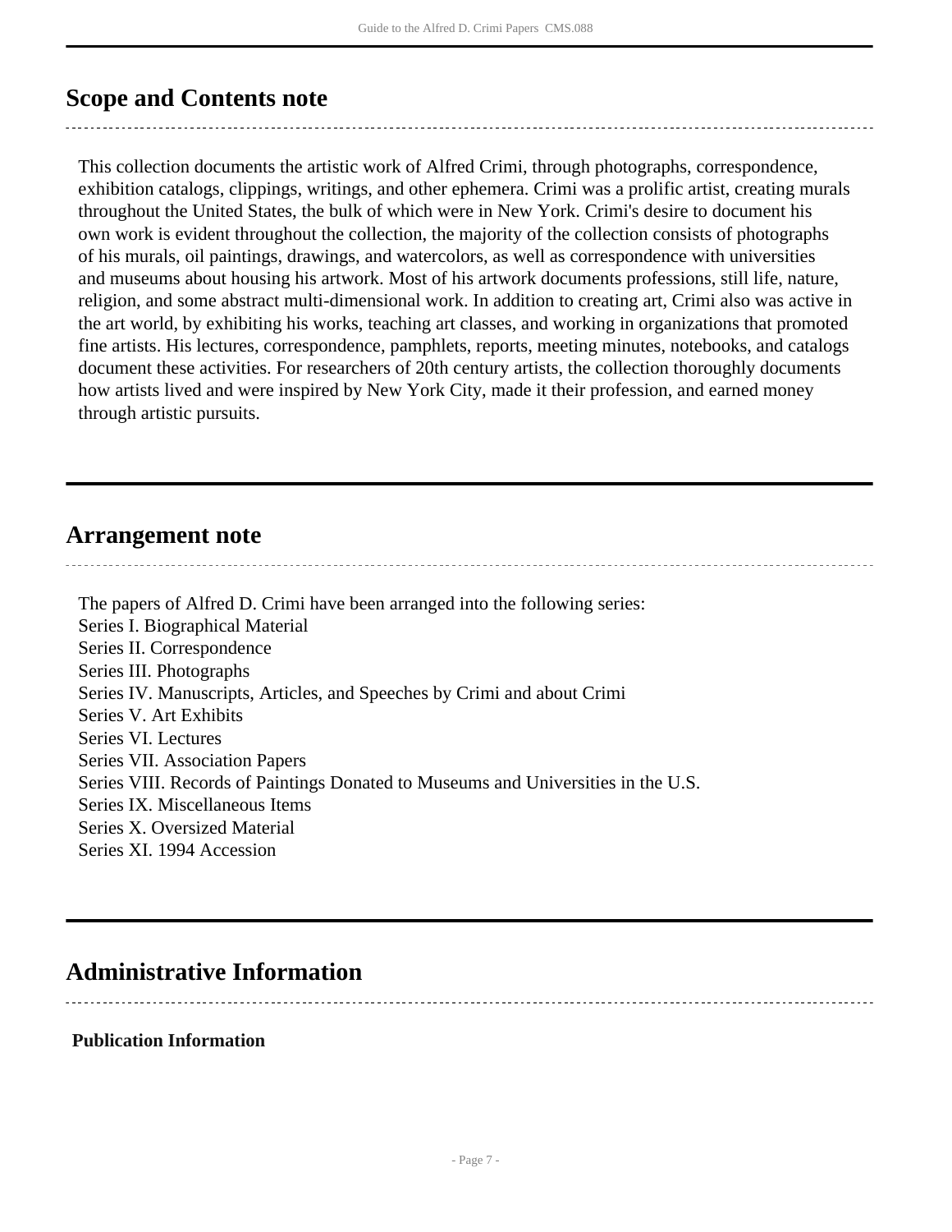## Scope and Contents note

This collection documents the artistic work of Alfred Crimi, through photographs, correspondence, exhibition catalogs, clippings, writings, and other ephemera. Crimi was a prolific artist, creating murals throughout the United States, the bulk of which were in New York. Crimi's desire to document his own work is evident throughout the collection, the majority of the collection consists of photographs of his murals, oil paintings, drawings, and watercolors, as well as correspondence with universities and museums about housing his artwork. Most of his artwork documents professions, still life, nature, religion, and some abstract multi-dimensional work. In addition to creating art, Crimi also was active in the art world, by exhibiting his works, teaching art classes, and working in organizations that promoted fine artists. His lectures, correspondence, pamphlets, reports, meeting minutes, notebooks, and catalogs document these activities. For researchers of 20th century artists, the collection thoroughly documents how artists lived and were inspired by New York City, made it their profession, and earned money through artistic pursuits.

## Arrangement note

The papers of Alfred D. Crimi have been arranged into the following series:
Series I. Biographical Material
Series II. Correspondence
Series III. Photographs
Series IV. Manuscripts, Articles, and Speeches by Crimi and about Crimi
Series V. Art Exhibits
Series VI. Lectures
Series VII. Association Papers
Series VIII. Records of Paintings Donated to Museums and Universities in the U.S.
Series IX. Miscellaneous Items
Series X. Oversized Material
Series XI. 1994 Accession

## Administrative Information

**Publication Information**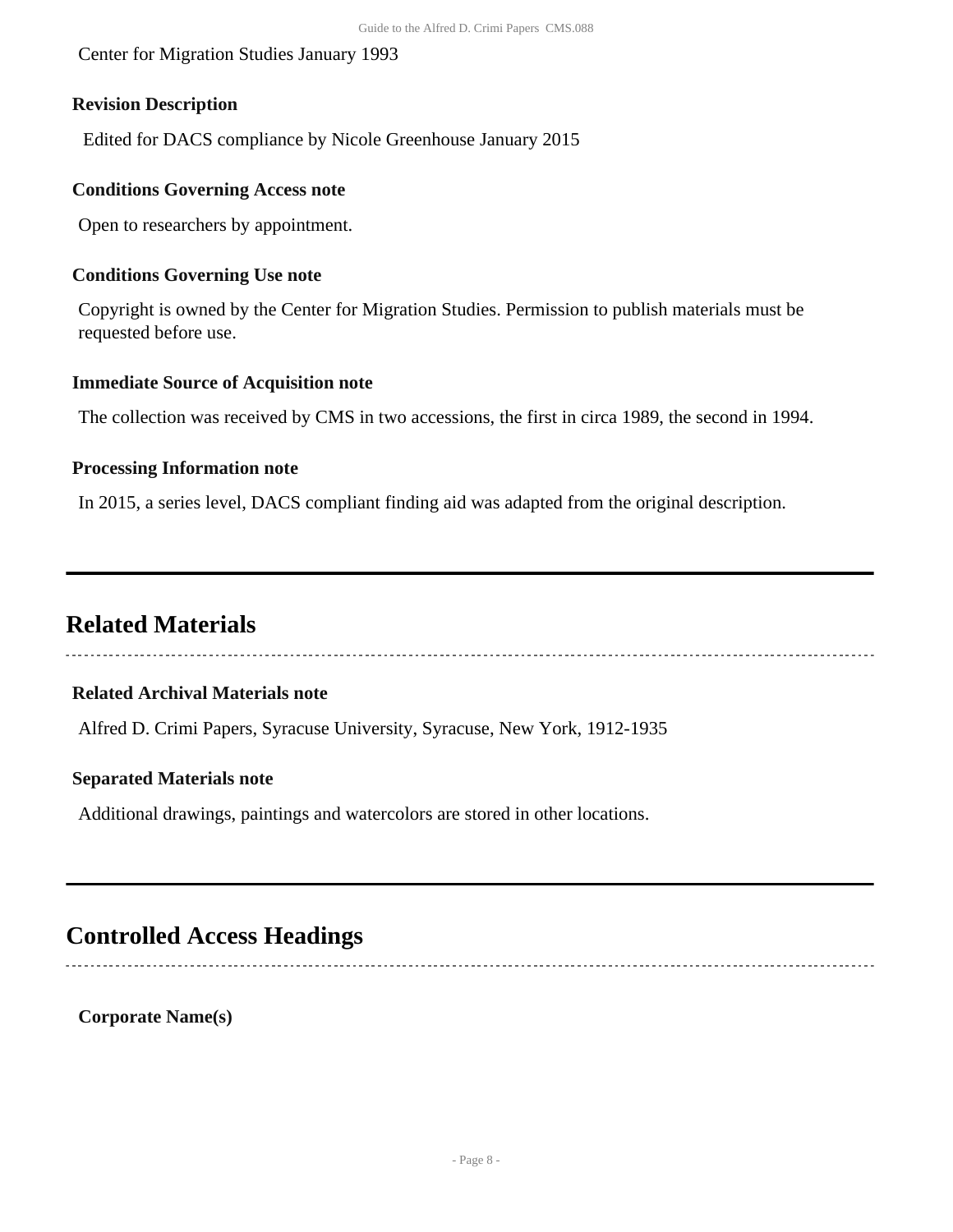Center for Migration Studies January 1993

**Revision Description**

Edited for DACS compliance by Nicole Greenhouse January 2015

**Conditions Governing Access note**

Open to researchers by appointment.

**Conditions Governing Use note**

Copyright is owned by the Center for Migration Studies. Permission to publish materials must be requested before use.

**Immediate Source of Acquisition note**

The collection was received by CMS in two accessions, the first in circa 1989, the second in 1994.

**Processing Information note**

In 2015, a series level, DACS compliant finding aid was adapted from the original description.

## Related Materials

**Related Archival Materials note**

Alfred D. Crimi Papers, Syracuse University, Syracuse, New York, 1912-1935

**Separated Materials note**

Additional drawings, paintings and watercolors are stored in other locations.

## Controlled Access Headings

**Corporate Name(s)**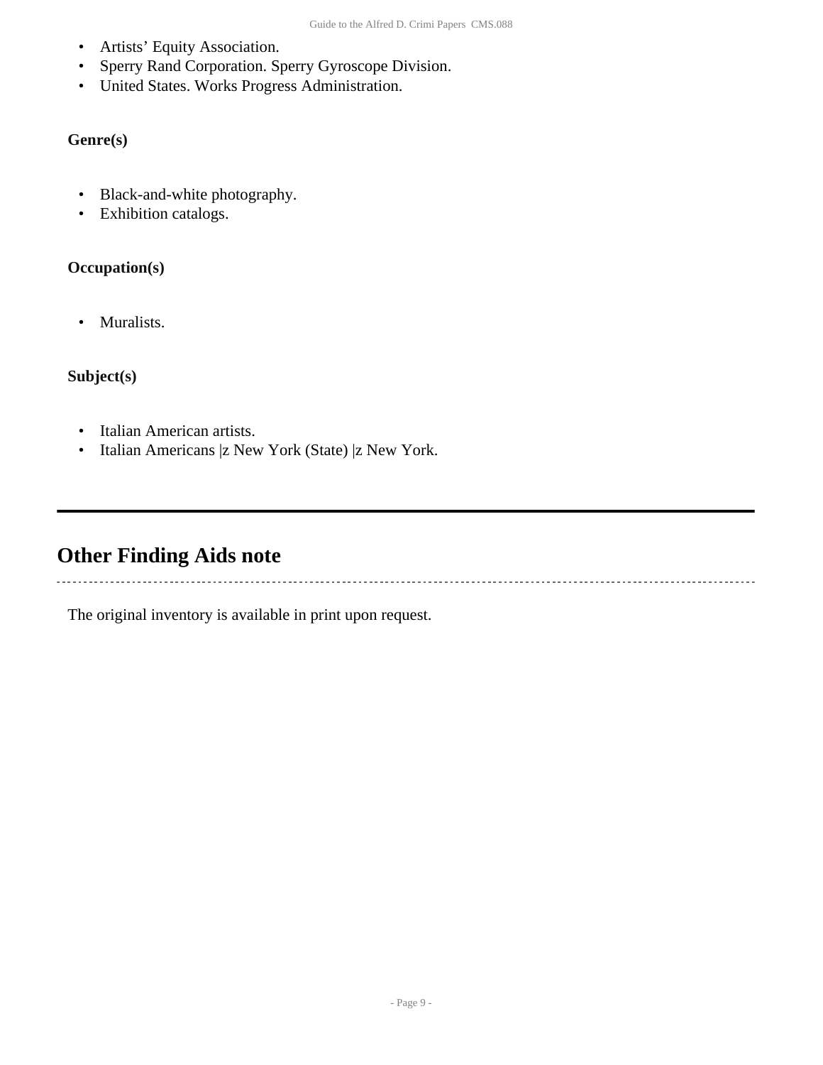- Artists’ Equity Association.
- Sperry Rand Corporation. Sperry Gyroscope Division.
- United States. Works Progress Administration.

**Genre(s)**

- Black-and-white photography.
- Exhibition catalogs.

**Occupation(s)**

- Muralists.

**Subject(s)**

- Italian American artists.
- Italian Americans |z New York (State) |z New York.

## Other Finding Aids note

The original inventory is available in print upon request.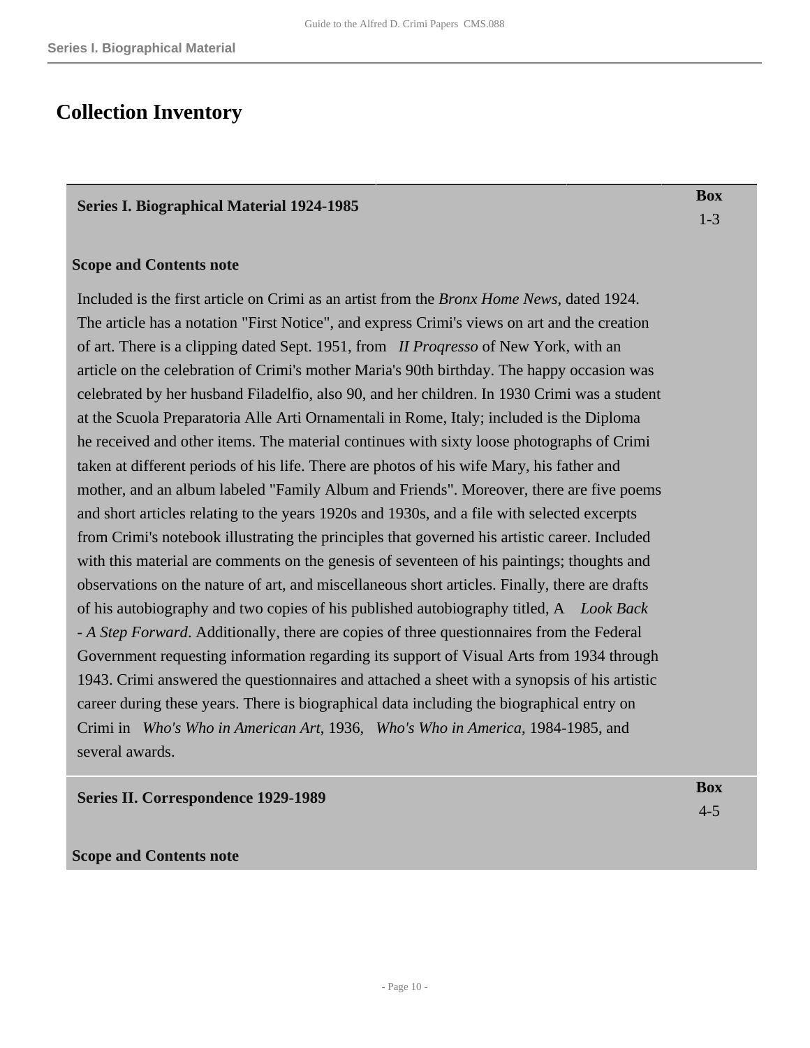## Collection Inventory

**Series I. Biographical Material 1924-1985** — **Box** 1-3

**Scope and Contents note**

Included is the first article on Crimi as an artist from the *Bronx Home News*, dated 1924. The article has a notation "First Notice", and express Crimi's views on art and the creation of art. There is a clipping dated Sept. 1951, from *II Proqresso* of New York, with an article on the celebration of Crimi's mother Maria's 90th birthday. The happy occasion was celebrated by her husband Filadelfio, also 90, and her children. In 1930 Crimi was a student at the Scuola Preparatoria Alle Arti Ornamentali in Rome, Italy; included is the Diploma he received and other items. The material continues with sixty loose photographs of Crimi taken at different periods of his life. There are photos of his wife Mary, his father and mother, and an album labeled "Family Album and Friends". Moreover, there are five poems and short articles relating to the years 1920s and 1930s, and a file with selected excerpts from Crimi's notebook illustrating the principles that governed his artistic career. Included with this material are comments on the genesis of seventeen of his paintings; thoughts and observations on the nature of art, and miscellaneous short articles. Finally, there are drafts of his autobiography and two copies of his published autobiography titled, A *Look Back - A Step Forward*. Additionally, there are copies of three questionnaires from the Federal Government requesting information regarding its support of Visual Arts from 1934 through 1943. Crimi answered the questionnaires and attached a sheet with a synopsis of his artistic career during these years. There is biographical data including the biographical entry on Crimi in *Who's Who in American Art*, 1936, *Who's Who in America*, 1984-1985, and several awards.

**Series II. Correspondence 1929-1989** — **Box** 4-5

**Scope and Contents note**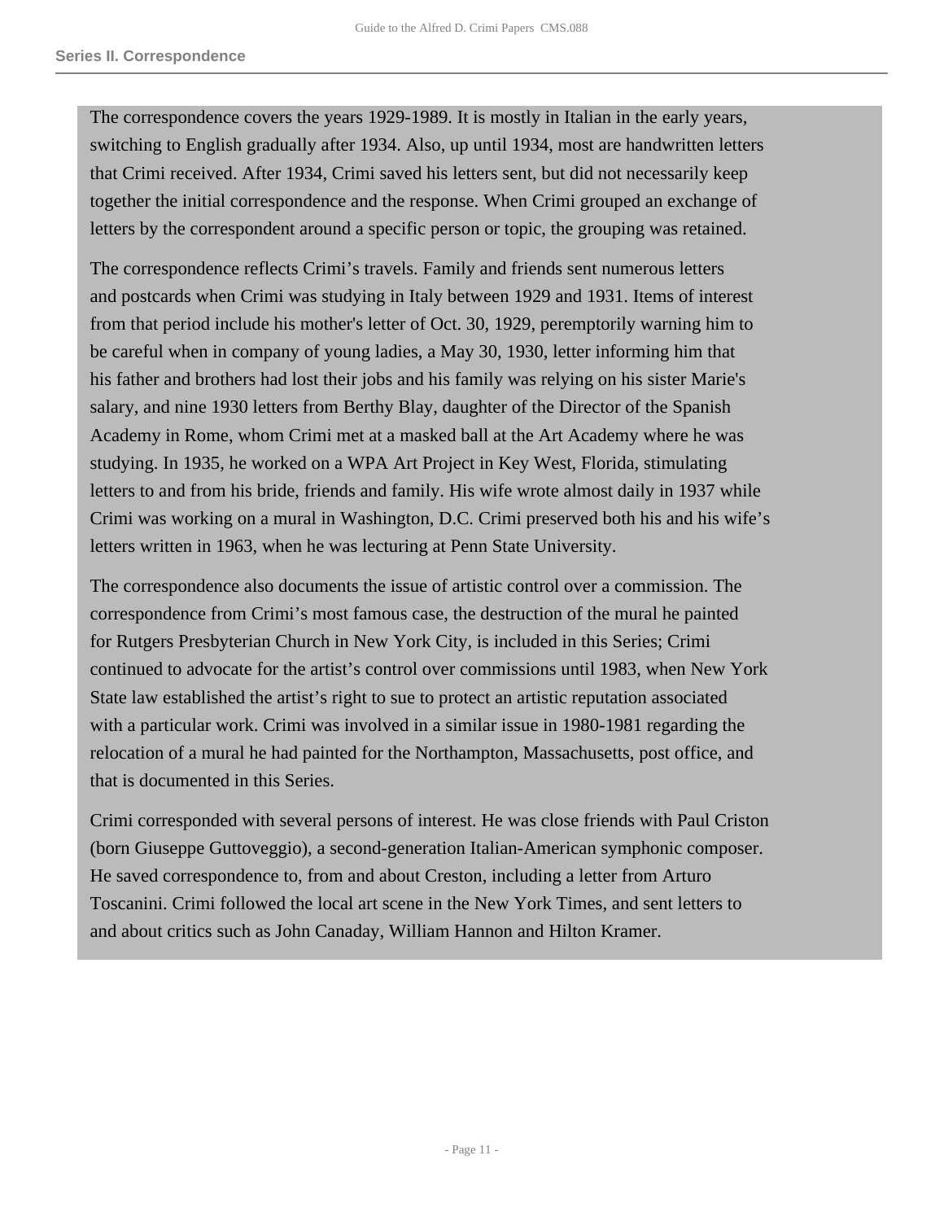## Series II. Correspondence

The correspondence covers the years 1929-1989. It is mostly in Italian in the early years, switching to English gradually after 1934. Also, up until 1934, most are handwritten letters that Crimi received. After 1934, Crimi saved his letters sent, but did not necessarily keep together the initial correspondence and the response. When Crimi grouped an exchange of letters by the correspondent around a specific person or topic, the grouping was retained.

The correspondence reflects Crimi's travels. Family and friends sent numerous letters and postcards when Crimi was studying in Italy between 1929 and 1931. Items of interest from that period include his mother's letter of Oct. 30, 1929, peremptorily warning him to be careful when in company of young ladies, a May 30, 1930, letter informing him that his father and brothers had lost their jobs and his family was relying on his sister Marie's salary, and nine 1930 letters from Berthy Blay, daughter of the Director of the Spanish Academy in Rome, whom Crimi met at a masked ball at the Art Academy where he was studying. In 1935, he worked on a WPA Art Project in Key West, Florida, stimulating letters to and from his bride, friends and family. His wife wrote almost daily in 1937 while Crimi was working on a mural in Washington, D.C. Crimi preserved both his and his wife's letters written in 1963, when he was lecturing at Penn State University.

The correspondence also documents the issue of artistic control over a commission. The correspondence from Crimi's most famous case, the destruction of the mural he painted for Rutgers Presbyterian Church in New York City, is included in this Series; Crimi continued to advocate for the artist's control over commissions until 1983, when New York State law established the artist's right to sue to protect an artistic reputation associated with a particular work. Crimi was involved in a similar issue in 1980-1981 regarding the relocation of a mural he had painted for the Northampton, Massachusetts, post office, and that is documented in this Series.

Crimi corresponded with several persons of interest. He was close friends with Paul Criston (born Giuseppe Guttoveggio), a second-generation Italian-American symphonic composer. He saved correspondence to, from and about Creston, including a letter from Arturo Toscanini. Crimi followed the local art scene in the New York Times, and sent letters to and about critics such as John Canaday, William Hannon and Hilton Kramer.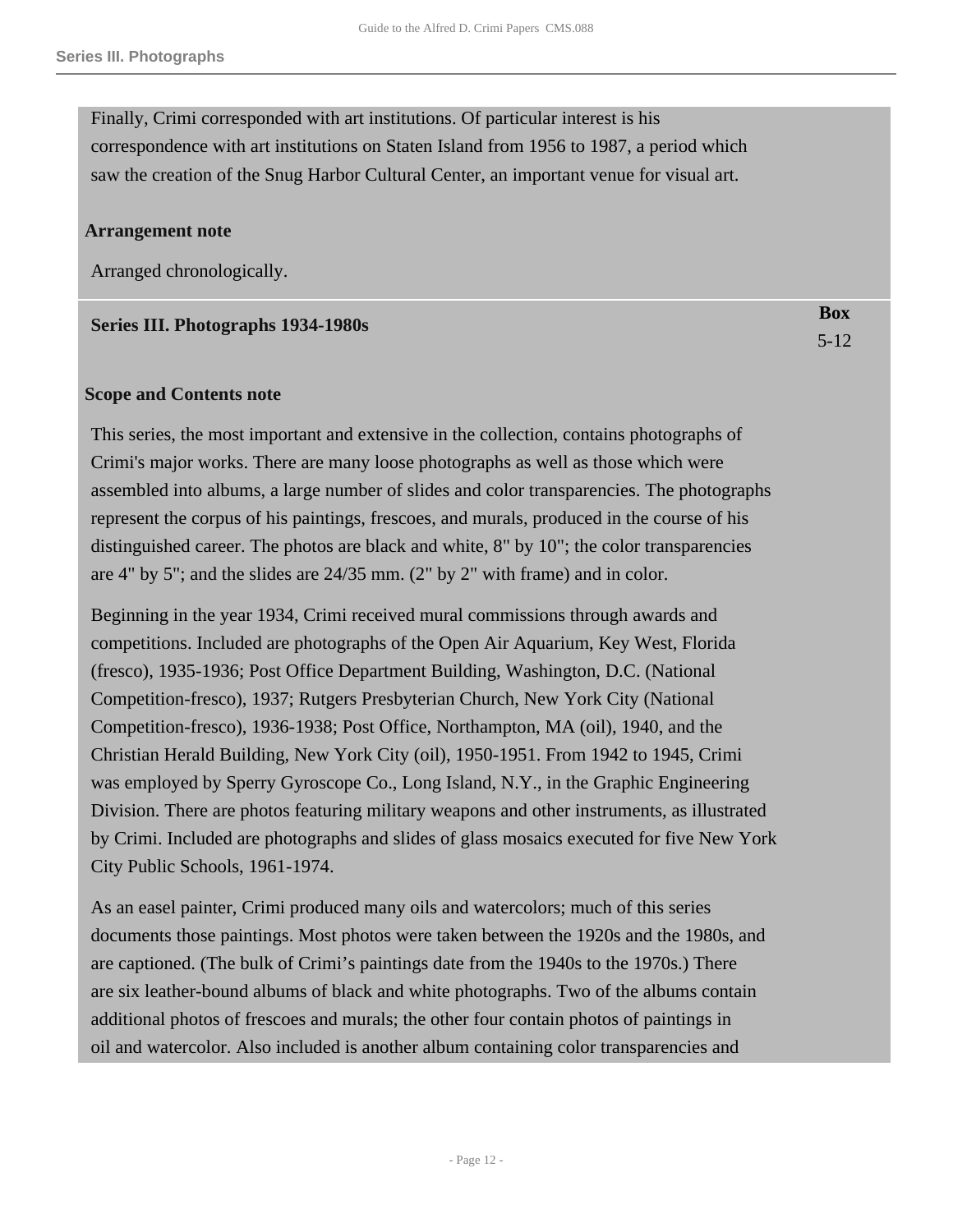Finally, Crimi corresponded with art institutions. Of particular interest is his correspondence with art institutions on Staten Island from 1956 to 1987, a period which saw the creation of the Snug Harbor Cultural Center, an important venue for visual art.

**Arrangement note**

Arranged chronologically.

| | |
|---|---|
| **Series III. Photographs 1934-1980s** | **Box** 5-12 |

**Scope and Contents note**

This series, the most important and extensive in the collection, contains photographs of Crimi's major works. There are many loose photographs as well as those which were assembled into albums, a large number of slides and color transparencies. The photographs represent the corpus of his paintings, frescoes, and murals, produced in the course of his distinguished career. The photos are black and white, 8" by 10"; the color transparencies are 4" by 5"; and the slides are 24/35 mm. (2" by 2" with frame) and in color.

Beginning in the year 1934, Crimi received mural commissions through awards and competitions. Included are photographs of the Open Air Aquarium, Key West, Florida (fresco), 1935-1936; Post Office Department Building, Washington, D.C. (National Competition-fresco), 1937; Rutgers Presbyterian Church, New York City (National Competition-fresco), 1936-1938; Post Office, Northampton, MA (oil), 1940, and the Christian Herald Building, New York City (oil), 1950-1951. From 1942 to 1945, Crimi was employed by Sperry Gyroscope Co., Long Island, N.Y., in the Graphic Engineering Division. There are photos featuring military weapons and other instruments, as illustrated by Crimi. Included are photographs and slides of glass mosaics executed for five New York City Public Schools, 1961-1974.

As an easel painter, Crimi produced many oils and watercolors; much of this series documents those paintings. Most photos were taken between the 1920s and the 1980s, and are captioned. (The bulk of Crimi's paintings date from the 1940s to the 1970s.) There are six leather-bound albums of black and white photographs. Two of the albums contain additional photos of frescoes and murals; the other four contain photos of paintings in oil and watercolor. Also included is another album containing color transparencies and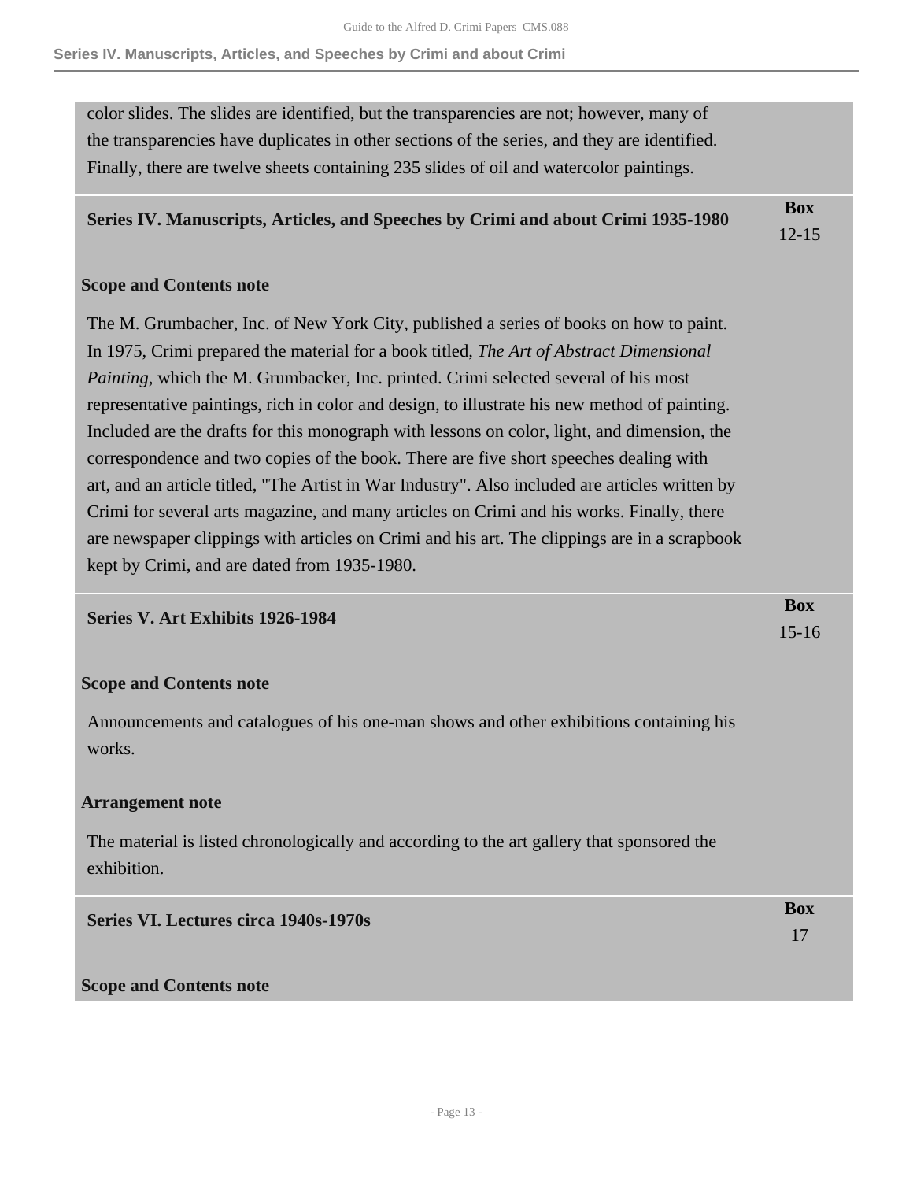color slides. The slides are identified, but the transparencies are not; however, many of the transparencies have duplicates in other sections of the series, and they are identified. Finally, there are twelve sheets containing 235 slides of oil and watercolor paintings.

## Series IV. Manuscripts, Articles, and Speeches by Crimi and about Crimi 1935-1980

**Box** 12-15

### Scope and Contents note

The M. Grumbacher, Inc. of New York City, published a series of books on how to paint. In 1975, Crimi prepared the material for a book titled, *The Art of Abstract Dimensional Painting*, which the M. Grumbacker, Inc. printed. Crimi selected several of his most representative paintings, rich in color and design, to illustrate his new method of painting. Included are the drafts for this monograph with lessons on color, light, and dimension, the correspondence and two copies of the book. There are five short speeches dealing with art, and an article titled, "The Artist in War Industry". Also included are articles written by Crimi for several arts magazine, and many articles on Crimi and his works. Finally, there are newspaper clippings with articles on Crimi and his art. The clippings are in a scrapbook kept by Crimi, and are dated from 1935-1980.

## Series V. Art Exhibits 1926-1984

**Box** 15-16

### Scope and Contents note

Announcements and catalogues of his one-man shows and other exhibitions containing his works.

### Arrangement note

The material is listed chronologically and according to the art gallery that sponsored the exhibition.

## Series VI. Lectures circa 1940s-1970s

**Box** 17

### Scope and Contents note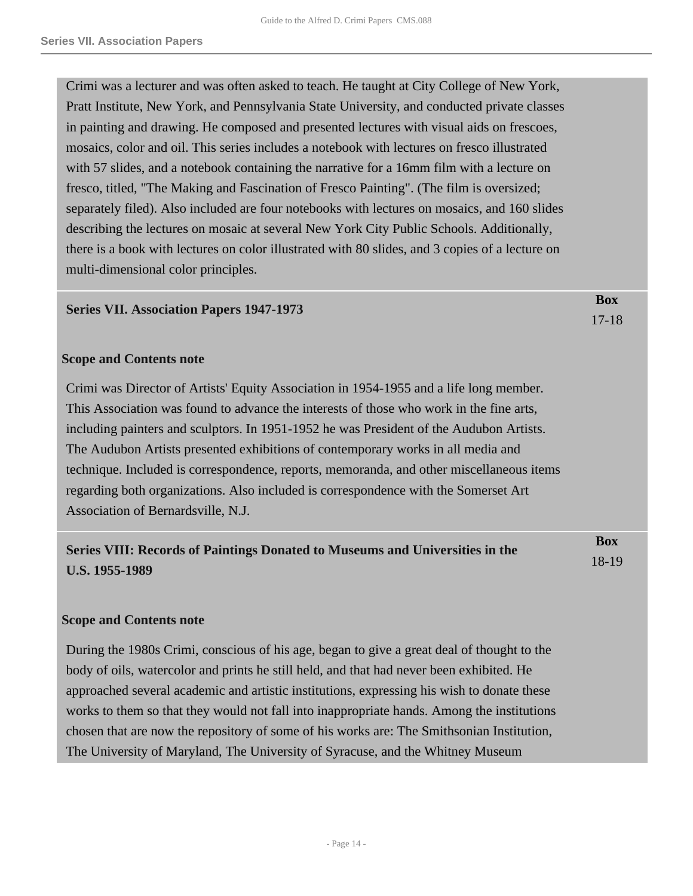Crimi was a lecturer and was often asked to teach. He taught at City College of New York, Pratt Institute, New York, and Pennsylvania State University, and conducted private classes in painting and drawing. He composed and presented lectures with visual aids on frescoes, mosaics, color and oil. This series includes a notebook with lectures on fresco illustrated with 57 slides, and a notebook containing the narrative for a 16mm film with a lecture on fresco, titled, "The Making and Fascination of Fresco Painting". (The film is oversized; separately filed). Also included are four notebooks with lectures on mosaics, and 160 slides describing the lectures on mosaic at several New York City Public Schools. Additionally, there is a book with lectures on color illustrated with 80 slides, and 3 copies of a lecture on multi-dimensional color principles.

## Series VII. Association Papers 1947-1973

**Box** 17-18

### Scope and Contents note

Crimi was Director of Artists' Equity Association in 1954-1955 and a life long member. This Association was found to advance the interests of those who work in the fine arts, including painters and sculptors. In 1951-1952 he was President of the Audubon Artists. The Audubon Artists presented exhibitions of contemporary works in all media and technique. Included is correspondence, reports, memoranda, and other miscellaneous items regarding both organizations. Also included is correspondence with the Somerset Art Association of Bernardsville, N.J.

## Series VIII: Records of Paintings Donated to Museums and Universities in the U.S. 1955-1989

**Box** 18-19

### Scope and Contents note

During the 1980s Crimi, conscious of his age, began to give a great deal of thought to the body of oils, watercolor and prints he still held, and that had never been exhibited. He approached several academic and artistic institutions, expressing his wish to donate these works to them so that they would not fall into inappropriate hands. Among the institutions chosen that are now the repository of some of his works are: The Smithsonian Institution, The University of Maryland, The University of Syracuse, and the Whitney Museum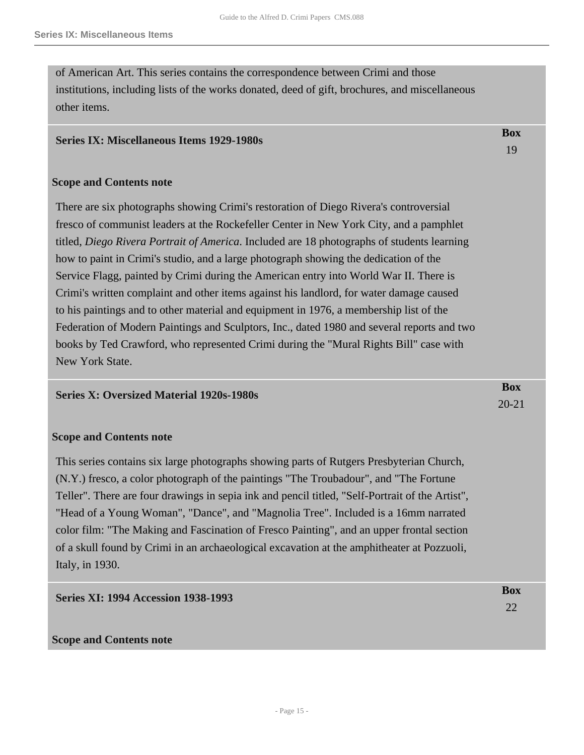of American Art. This series contains the correspondence between Crimi and those institutions, including lists of the works donated, deed of gift, brochures, and miscellaneous other items.

## Series IX: Miscellaneous Items 1929-1980s

**Box** 19

### Scope and Contents note

There are six photographs showing Crimi's restoration of Diego Rivera's controversial fresco of communist leaders at the Rockefeller Center in New York City, and a pamphlet titled, *Diego Rivera Portrait of America*. Included are 18 photographs of students learning how to paint in Crimi's studio, and a large photograph showing the dedication of the Service Flagg, painted by Crimi during the American entry into World War II. There is Crimi's written complaint and other items against his landlord, for water damage caused to his paintings and to other material and equipment in 1976, a membership list of the Federation of Modern Paintings and Sculptors, Inc., dated 1980 and several reports and two books by Ted Crawford, who represented Crimi during the "Mural Rights Bill" case with New York State.

## Series X: Oversized Material 1920s-1980s

**Box** 20-21

### Scope and Contents note

This series contains six large photographs showing parts of Rutgers Presbyterian Church, (N.Y.) fresco, a color photograph of the paintings "The Troubadour", and "The Fortune Teller". There are four drawings in sepia ink and pencil titled, "Self-Portrait of the Artist", "Head of a Young Woman", "Dance", and "Magnolia Tree". Included is a 16mm narrated color film: "The Making and Fascination of Fresco Painting", and an upper frontal section of a skull found by Crimi in an archaeological excavation at the amphitheater at Pozzuoli, Italy, in 1930.

## Series XI: 1994 Accession 1938-1993

**Box** 22

### Scope and Contents note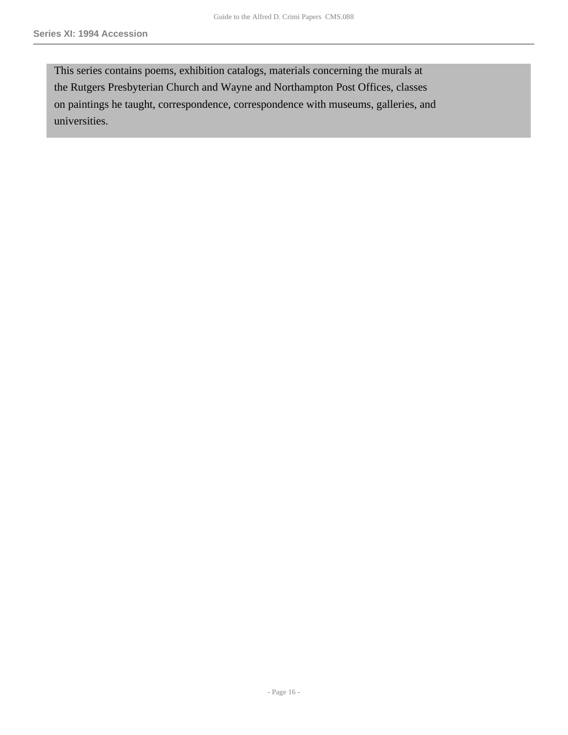## Series XI: 1994 Accession

This series contains poems, exhibition catalogs, materials concerning the murals at the Rutgers Presbyterian Church and Wayne and Northampton Post Offices, classes on paintings he taught, correspondence, correspondence with museums, galleries, and universities.